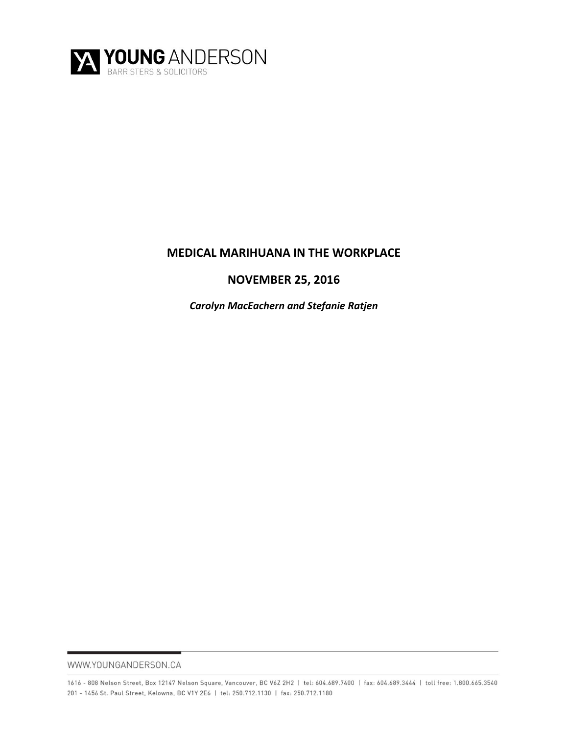YOUNG ANDERSON
BARRISTERS & SOLICITORS

# MEDICAL MARIHUANA IN THE WORKPLACE

## NOVEMBER 25, 2016

***Carolyn MacEachern and Stefanie Ratjen***

WWW.YOUNGANDERSON.CA

1616 - 808 Nelson Street, Box 12147 Nelson Square, Vancouver, BC V6Z 2H2 | tel: 604.689.7400 | fax: 604.689.3444 | toll free: 1.800.665.3540
201 - 1456 St. Paul Street, Kelowna, BC V1Y 2E6 | tel: 250.712.1130 | fax: 250.712.1180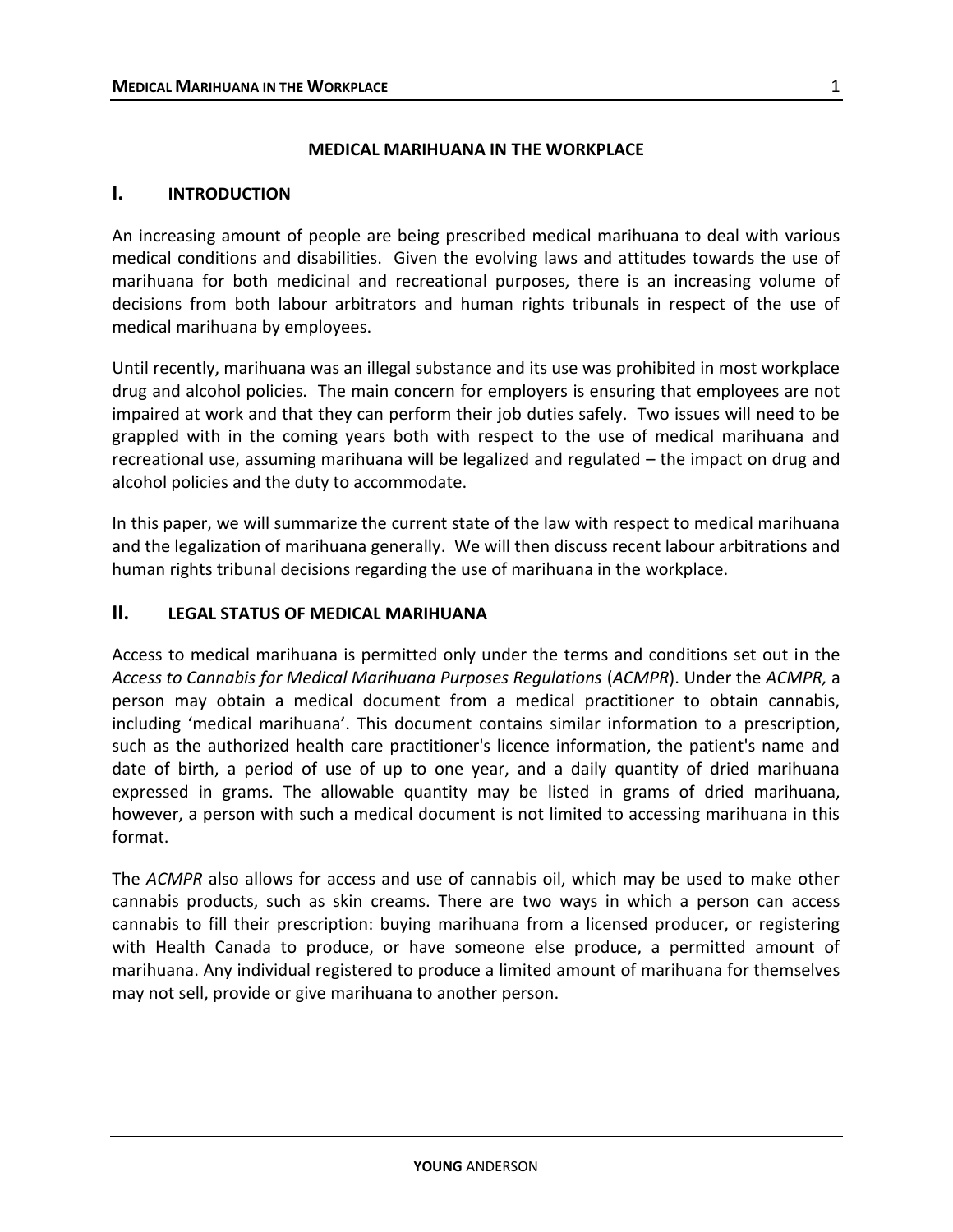# MEDICAL MARIHUANA IN THE WORKPLACE

## I. INTRODUCTION

An increasing amount of people are being prescribed medical marihuana to deal with various medical conditions and disabilities. Given the evolving laws and attitudes towards the use of marihuana for both medicinal and recreational purposes, there is an increasing volume of decisions from both labour arbitrators and human rights tribunals in respect of the use of medical marihuana by employees.

Until recently, marihuana was an illegal substance and its use was prohibited in most workplace drug and alcohol policies. The main concern for employers is ensuring that employees are not impaired at work and that they can perform their job duties safely. Two issues will need to be grappled with in the coming years both with respect to the use of medical marihuana and recreational use, assuming marihuana will be legalized and regulated – the impact on drug and alcohol policies and the duty to accommodate.

In this paper, we will summarize the current state of the law with respect to medical marihuana and the legalization of marihuana generally. We will then discuss recent labour arbitrations and human rights tribunal decisions regarding the use of marihuana in the workplace.

## II. LEGAL STATUS OF MEDICAL MARIHUANA

Access to medical marihuana is permitted only under the terms and conditions set out in the *Access to Cannabis for Medical Marihuana Purposes Regulations* (*ACMPR*). Under the *ACMPR,* a person may obtain a medical document from a medical practitioner to obtain cannabis, including 'medical marihuana'. This document contains similar information to a prescription, such as the authorized health care practitioner's licence information, the patient's name and date of birth, a period of use of up to one year, and a daily quantity of dried marihuana expressed in grams. The allowable quantity may be listed in grams of dried marihuana, however, a person with such a medical document is not limited to accessing marihuana in this format.

The *ACMPR* also allows for access and use of cannabis oil, which may be used to make other cannabis products, such as skin creams. There are two ways in which a person can access cannabis to fill their prescription: buying marihuana from a licensed producer, or registering with Health Canada to produce, or have someone else produce, a permitted amount of marihuana. Any individual registered to produce a limited amount of marihuana for themselves may not sell, provide or give marihuana to another person.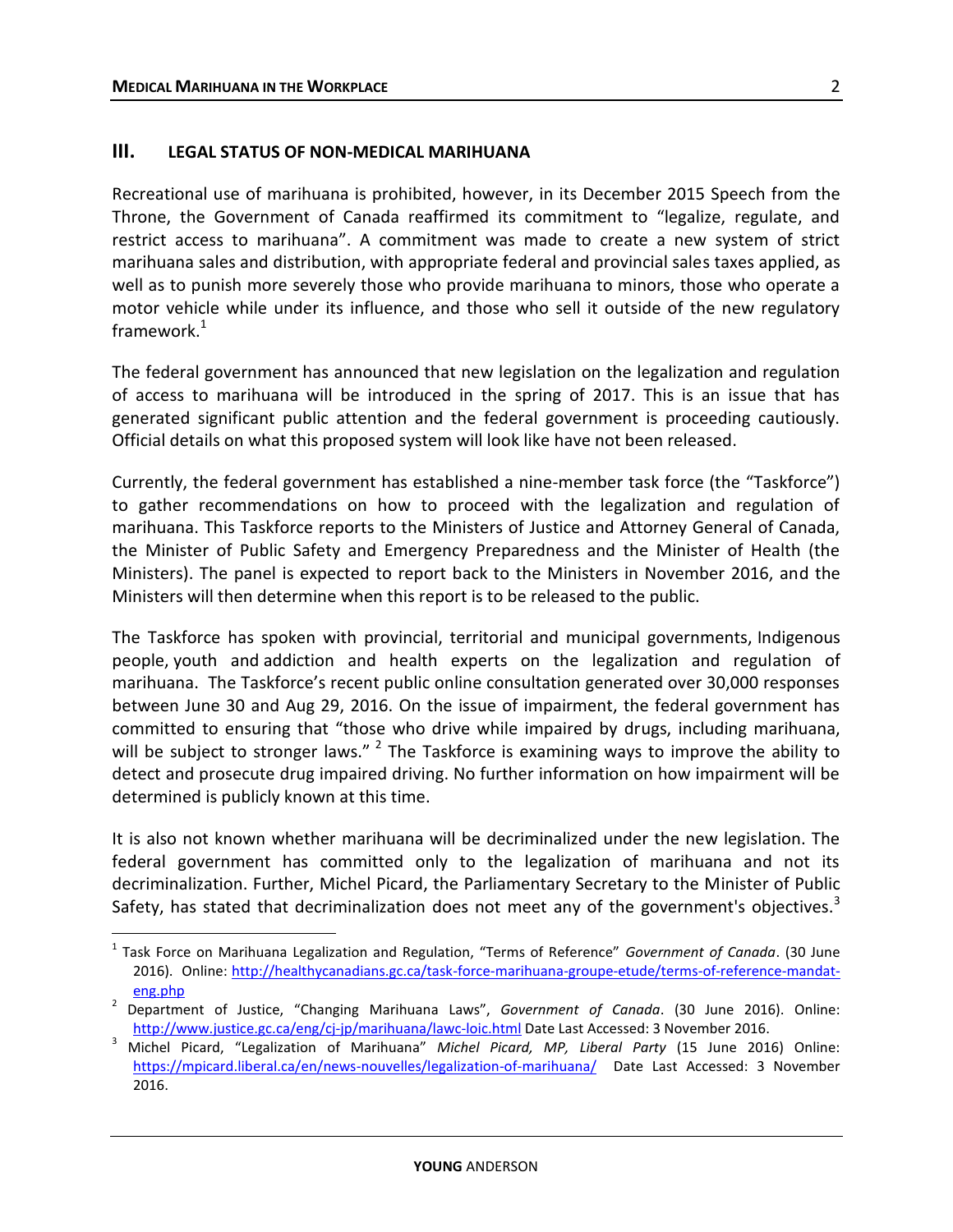## III. LEGAL STATUS OF NON-MEDICAL MARIHUANA

Recreational use of marihuana is prohibited, however, in its December 2015 Speech from the Throne, the Government of Canada reaffirmed its commitment to "legalize, regulate, and restrict access to marihuana". A commitment was made to create a new system of strict marihuana sales and distribution, with appropriate federal and provincial sales taxes applied, as well as to punish more severely those who provide marihuana to minors, those who operate a motor vehicle while under its influence, and those who sell it outside of the new regulatory framework.[1]

The federal government has announced that new legislation on the legalization and regulation of access to marihuana will be introduced in the spring of 2017. This is an issue that has generated significant public attention and the federal government is proceeding cautiously. Official details on what this proposed system will look like have not been released.

Currently, the federal government has established a nine-member task force (the "Taskforce") to gather recommendations on how to proceed with the legalization and regulation of marihuana. This Taskforce reports to the Ministers of Justice and Attorney General of Canada, the Minister of Public Safety and Emergency Preparedness and the Minister of Health (the Ministers). The panel is expected to report back to the Ministers in November 2016, and the Ministers will then determine when this report is to be released to the public.

The Taskforce has spoken with provincial, territorial and municipal governments, Indigenous people, youth and addiction and health experts on the legalization and regulation of marihuana. The Taskforce's recent public online consultation generated over 30,000 responses between June 30 and Aug 29, 2016. On the issue of impairment, the federal government has committed to ensuring that "those who drive while impaired by drugs, including marihuana, will be subject to stronger laws." [2] The Taskforce is examining ways to improve the ability to detect and prosecute drug impaired driving. No further information on how impairment will be determined is publicly known at this time.

It is also not known whether marihuana will be decriminalized under the new legislation. The federal government has committed only to the legalization of marihuana and not its decriminalization. Further, Michel Picard, the Parliamentary Secretary to the Minister of Public Safety, has stated that decriminalization does not meet any of the government's objectives.[3]

---

[1] Task Force on Marihuana Legalization and Regulation, "Terms of Reference" *Government of Canada*. (30 June 2016). Online: http://healthycanadians.gc.ca/task-force-marihuana-groupe-etude/terms-of-reference-mandat-eng.php

[2] Department of Justice, "Changing Marihuana Laws", *Government of Canada*. (30 June 2016). Online: http://www.justice.gc.ca/eng/cj-jp/marihuana/lawc-loic.html Date Last Accessed: 3 November 2016.

[3] Michel Picard, "Legalization of Marihuana" *Michel Picard, MP, Liberal Party* (15 June 2016) Online: https://mpicard.liberal.ca/en/news-nouvelles/legalization-of-marihuana/ Date Last Accessed: 3 November 2016.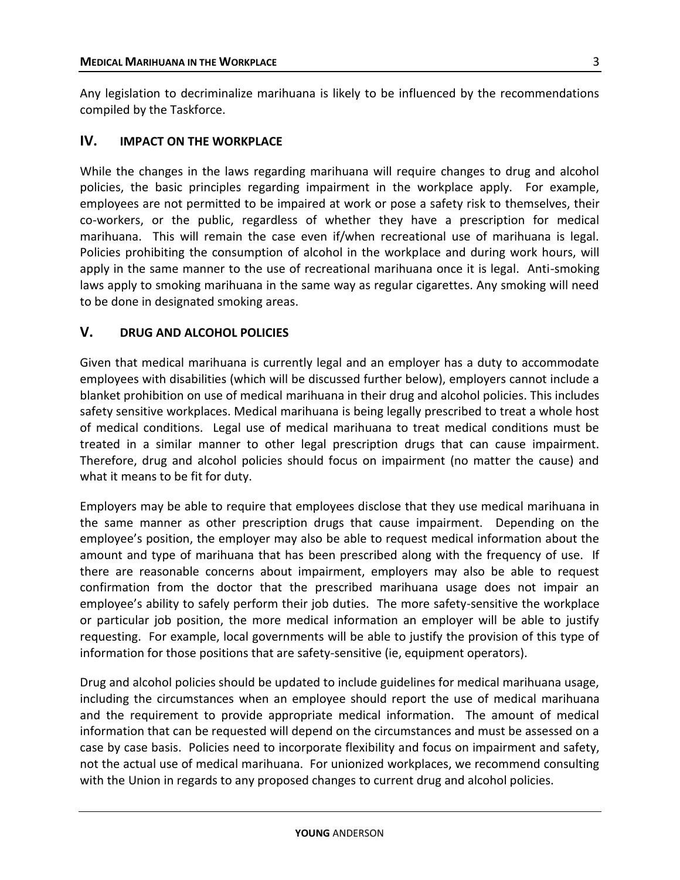Any legislation to decriminalize marihuana is likely to be influenced by the recommendations compiled by the Taskforce.

## IV. IMPACT ON THE WORKPLACE

While the changes in the laws regarding marihuana will require changes to drug and alcohol policies, the basic principles regarding impairment in the workplace apply. For example, employees are not permitted to be impaired at work or pose a safety risk to themselves, their co-workers, or the public, regardless of whether they have a prescription for medical marihuana. This will remain the case even if/when recreational use of marihuana is legal. Policies prohibiting the consumption of alcohol in the workplace and during work hours, will apply in the same manner to the use of recreational marihuana once it is legal. Anti-smoking laws apply to smoking marihuana in the same way as regular cigarettes. Any smoking will need to be done in designated smoking areas.

## V. DRUG AND ALCOHOL POLICIES

Given that medical marihuana is currently legal and an employer has a duty to accommodate employees with disabilities (which will be discussed further below), employers cannot include a blanket prohibition on use of medical marihuana in their drug and alcohol policies. This includes safety sensitive workplaces. Medical marihuana is being legally prescribed to treat a whole host of medical conditions. Legal use of medical marihuana to treat medical conditions must be treated in a similar manner to other legal prescription drugs that can cause impairment. Therefore, drug and alcohol policies should focus on impairment (no matter the cause) and what it means to be fit for duty.

Employers may be able to require that employees disclose that they use medical marihuana in the same manner as other prescription drugs that cause impairment. Depending on the employee's position, the employer may also be able to request medical information about the amount and type of marihuana that has been prescribed along with the frequency of use. If there are reasonable concerns about impairment, employers may also be able to request confirmation from the doctor that the prescribed marihuana usage does not impair an employee's ability to safely perform their job duties. The more safety-sensitive the workplace or particular job position, the more medical information an employer will be able to justify requesting. For example, local governments will be able to justify the provision of this type of information for those positions that are safety-sensitive (ie, equipment operators).

Drug and alcohol policies should be updated to include guidelines for medical marihuana usage, including the circumstances when an employee should report the use of medical marihuana and the requirement to provide appropriate medical information. The amount of medical information that can be requested will depend on the circumstances and must be assessed on a case by case basis. Policies need to incorporate flexibility and focus on impairment and safety, not the actual use of medical marihuana. For unionized workplaces, we recommend consulting with the Union in regards to any proposed changes to current drug and alcohol policies.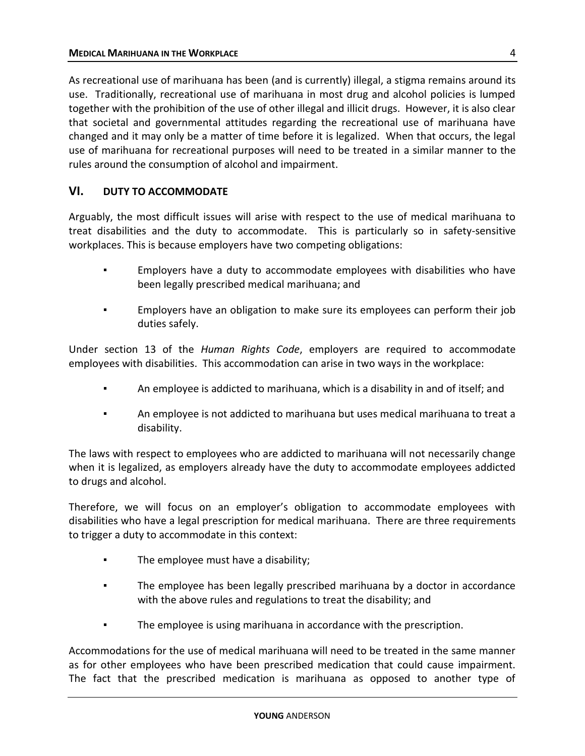As recreational use of marihuana has been (and is currently) illegal, a stigma remains around its use. Traditionally, recreational use of marihuana in most drug and alcohol policies is lumped together with the prohibition of the use of other illegal and illicit drugs. However, it is also clear that societal and governmental attitudes regarding the recreational use of marihuana have changed and it may only be a matter of time before it is legalized. When that occurs, the legal use of marihuana for recreational purposes will need to be treated in a similar manner to the rules around the consumption of alcohol and impairment.

## VI. DUTY TO ACCOMMODATE

Arguably, the most difficult issues will arise with respect to the use of medical marihuana to treat disabilities and the duty to accommodate. This is particularly so in safety-sensitive workplaces. This is because employers have two competing obligations:

- Employers have a duty to accommodate employees with disabilities who have been legally prescribed medical marihuana; and
- Employers have an obligation to make sure its employees can perform their job duties safely.

Under section 13 of the *Human Rights Code*, employers are required to accommodate employees with disabilities. This accommodation can arise in two ways in the workplace:

- An employee is addicted to marihuana, which is a disability in and of itself; and
- An employee is not addicted to marihuana but uses medical marihuana to treat a disability.

The laws with respect to employees who are addicted to marihuana will not necessarily change when it is legalized, as employers already have the duty to accommodate employees addicted to drugs and alcohol.

Therefore, we will focus on an employer's obligation to accommodate employees with disabilities who have a legal prescription for medical marihuana. There are three requirements to trigger a duty to accommodate in this context:

- The employee must have a disability;
- The employee has been legally prescribed marihuana by a doctor in accordance with the above rules and regulations to treat the disability; and
- The employee is using marihuana in accordance with the prescription.

Accommodations for the use of medical marihuana will need to be treated in the same manner as for other employees who have been prescribed medication that could cause impairment. The fact that the prescribed medication is marihuana as opposed to another type of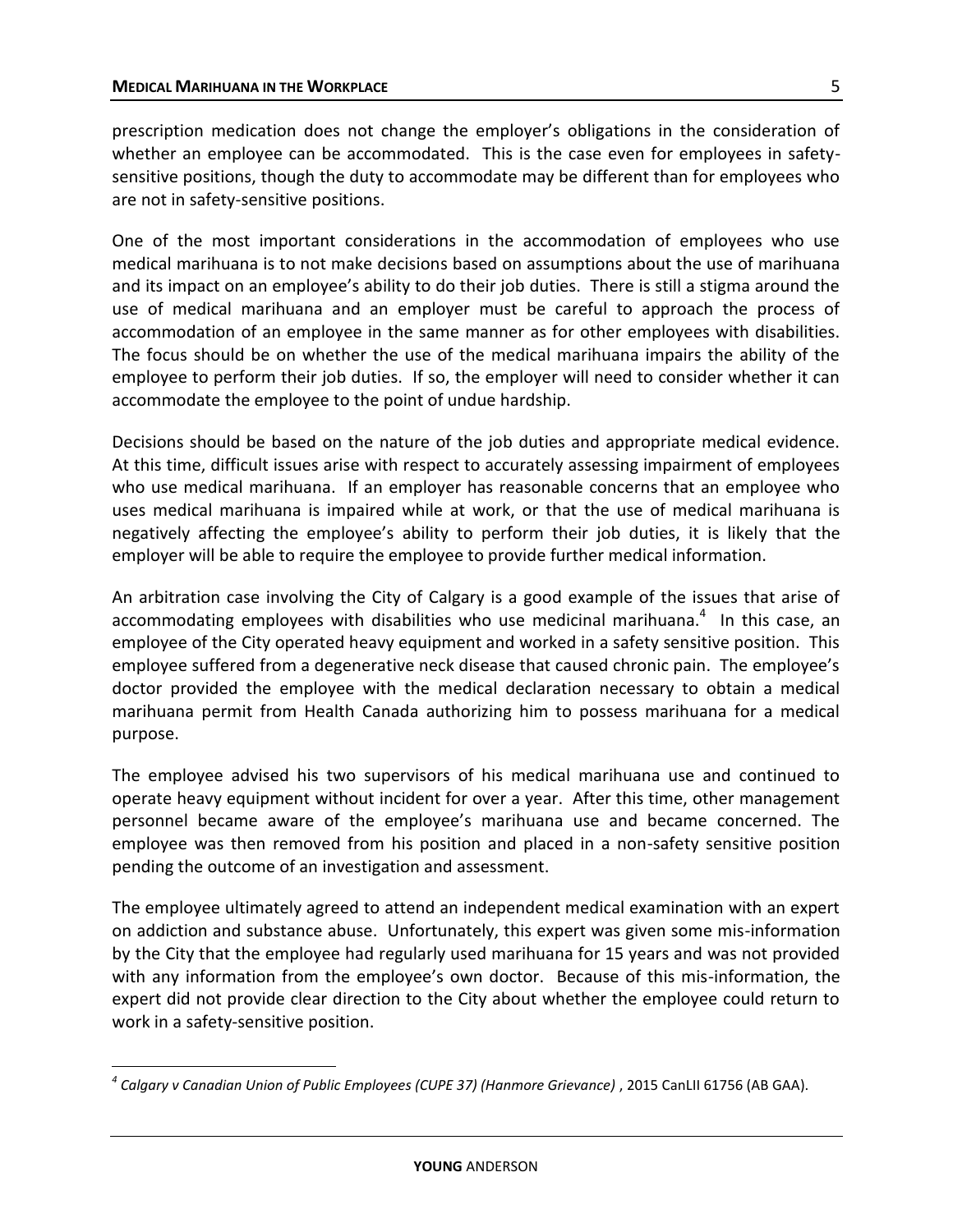prescription medication does not change the employer's obligations in the consideration of whether an employee can be accommodated. This is the case even for employees in safety-sensitive positions, though the duty to accommodate may be different than for employees who are not in safety-sensitive positions.

One of the most important considerations in the accommodation of employees who use medical marihuana is to not make decisions based on assumptions about the use of marihuana and its impact on an employee's ability to do their job duties. There is still a stigma around the use of medical marihuana and an employer must be careful to approach the process of accommodation of an employee in the same manner as for other employees with disabilities. The focus should be on whether the use of the medical marihuana impairs the ability of the employee to perform their job duties. If so, the employer will need to consider whether it can accommodate the employee to the point of undue hardship.

Decisions should be based on the nature of the job duties and appropriate medical evidence. At this time, difficult issues arise with respect to accurately assessing impairment of employees who use medical marihuana. If an employer has reasonable concerns that an employee who uses medical marihuana is impaired while at work, or that the use of medical marihuana is negatively affecting the employee's ability to perform their job duties, it is likely that the employer will be able to require the employee to provide further medical information.

An arbitration case involving the City of Calgary is a good example of the issues that arise of accommodating employees with disabilities who use medicinal marihuana.[4] In this case, an employee of the City operated heavy equipment and worked in a safety sensitive position. This employee suffered from a degenerative neck disease that caused chronic pain. The employee's doctor provided the employee with the medical declaration necessary to obtain a medical marihuana permit from Health Canada authorizing him to possess marihuana for a medical purpose.

The employee advised his two supervisors of his medical marihuana use and continued to operate heavy equipment without incident for over a year. After this time, other management personnel became aware of the employee's marihuana use and became concerned. The employee was then removed from his position and placed in a non-safety sensitive position pending the outcome of an investigation and assessment.

The employee ultimately agreed to attend an independent medical examination with an expert on addiction and substance abuse. Unfortunately, this expert was given some mis-information by the City that the employee had regularly used marihuana for 15 years and was not provided with any information from the employee's own doctor. Because of this mis-information, the expert did not provide clear direction to the City about whether the employee could return to work in a safety-sensitive position.

---

[4] *Calgary v Canadian Union of Public Employees (CUPE 37) (Hanmore Grievance)* , 2015 CanLII 61756 (AB GAA).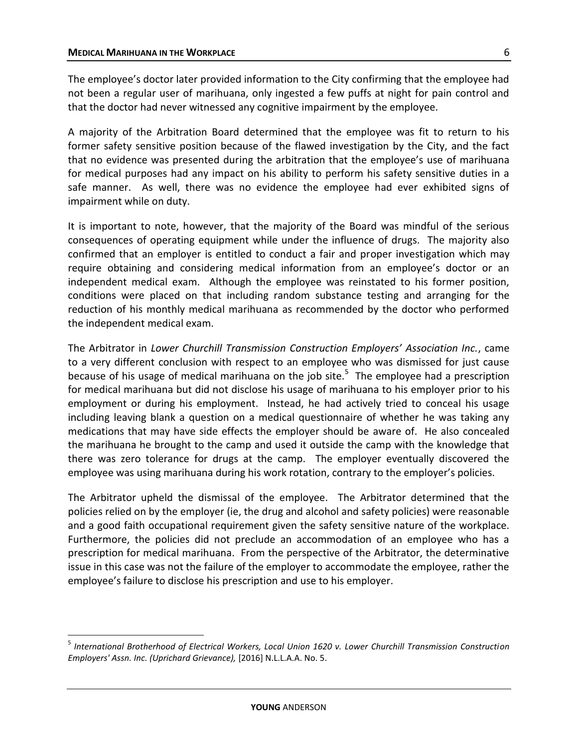The employee's doctor later provided information to the City confirming that the employee had not been a regular user of marihuana, only ingested a few puffs at night for pain control and that the doctor had never witnessed any cognitive impairment by the employee.

A majority of the Arbitration Board determined that the employee was fit to return to his former safety sensitive position because of the flawed investigation by the City, and the fact that no evidence was presented during the arbitration that the employee's use of marihuana for medical purposes had any impact on his ability to perform his safety sensitive duties in a safe manner. As well, there was no evidence the employee had ever exhibited signs of impairment while on duty.

It is important to note, however, that the majority of the Board was mindful of the serious consequences of operating equipment while under the influence of drugs. The majority also confirmed that an employer is entitled to conduct a fair and proper investigation which may require obtaining and considering medical information from an employee's doctor or an independent medical exam. Although the employee was reinstated to his former position, conditions were placed on that including random substance testing and arranging for the reduction of his monthly medical marihuana as recommended by the doctor who performed the independent medical exam.

The Arbitrator in *Lower Churchill Transmission Construction Employers' Association Inc.*, came to a very different conclusion with respect to an employee who was dismissed for just cause because of his usage of medical marihuana on the job site.[5] The employee had a prescription for medical marihuana but did not disclose his usage of marihuana to his employer prior to his employment or during his employment. Instead, he had actively tried to conceal his usage including leaving blank a question on a medical questionnaire of whether he was taking any medications that may have side effects the employer should be aware of. He also concealed the marihuana he brought to the camp and used it outside the camp with the knowledge that there was zero tolerance for drugs at the camp. The employer eventually discovered the employee was using marihuana during his work rotation, contrary to the employer's policies.

The Arbitrator upheld the dismissal of the employee. The Arbitrator determined that the policies relied on by the employer (ie, the drug and alcohol and safety policies) were reasonable and a good faith occupational requirement given the safety sensitive nature of the workplace. Furthermore, the policies did not preclude an accommodation of an employee who has a prescription for medical marihuana. From the perspective of the Arbitrator, the determinative issue in this case was not the failure of the employer to accommodate the employee, rather the employee's failure to disclose his prescription and use to his employer.

---

[5] *International Brotherhood of Electrical Workers, Local Union 1620 v. Lower Churchill Transmission Construction Employers' Assn. Inc. (Uprichard Grievance),* [2016] N.L.L.A.A. No. 5.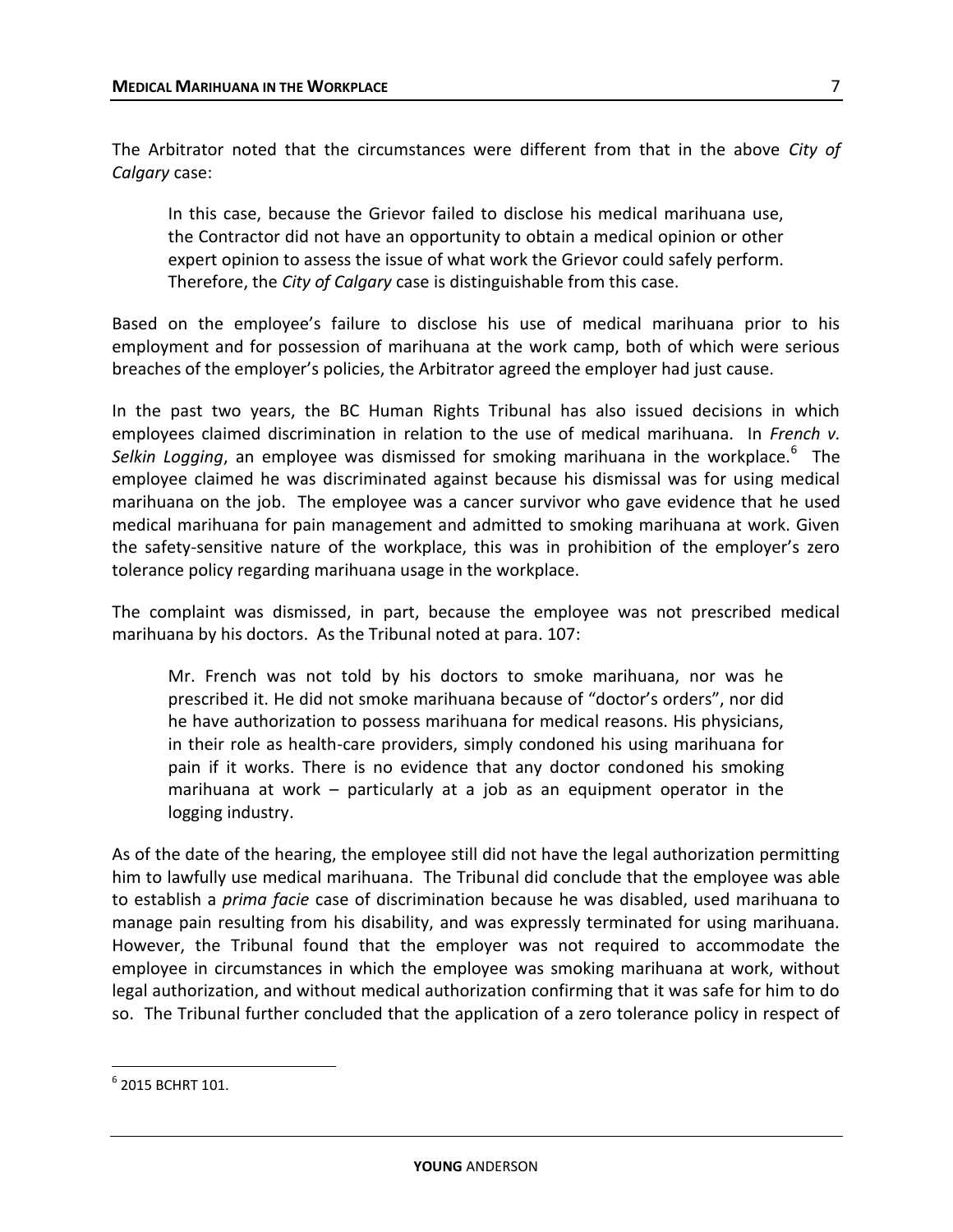The Arbitrator noted that the circumstances were different from that in the above *City of Calgary* case:

> In this case, because the Grievor failed to disclose his medical marihuana use, the Contractor did not have an opportunity to obtain a medical opinion or other expert opinion to assess the issue of what work the Grievor could safely perform. Therefore, the *City of Calgary* case is distinguishable from this case.

Based on the employee's failure to disclose his use of medical marihuana prior to his employment and for possession of marihuana at the work camp, both of which were serious breaches of the employer's policies, the Arbitrator agreed the employer had just cause.

In the past two years, the BC Human Rights Tribunal has also issued decisions in which employees claimed discrimination in relation to the use of medical marihuana. In *French v. Selkin Logging*, an employee was dismissed for smoking marihuana in the workplace.[6] The employee claimed he was discriminated against because his dismissal was for using medical marihuana on the job. The employee was a cancer survivor who gave evidence that he used medical marihuana for pain management and admitted to smoking marihuana at work. Given the safety-sensitive nature of the workplace, this was in prohibition of the employer's zero tolerance policy regarding marihuana usage in the workplace.

The complaint was dismissed, in part, because the employee was not prescribed medical marihuana by his doctors. As the Tribunal noted at para. 107:

> Mr. French was not told by his doctors to smoke marihuana, nor was he prescribed it. He did not smoke marihuana because of "doctor's orders", nor did he have authorization to possess marihuana for medical reasons. His physicians, in their role as health-care providers, simply condoned his using marihuana for pain if it works. There is no evidence that any doctor condoned his smoking marihuana at work – particularly at a job as an equipment operator in the logging industry.

As of the date of the hearing, the employee still did not have the legal authorization permitting him to lawfully use medical marihuana. The Tribunal did conclude that the employee was able to establish a *prima facie* case of discrimination because he was disabled, used marihuana to manage pain resulting from his disability, and was expressly terminated for using marihuana. However, the Tribunal found that the employer was not required to accommodate the employee in circumstances in which the employee was smoking marihuana at work, without legal authorization, and without medical authorization confirming that it was safe for him to do so. The Tribunal further concluded that the application of a zero tolerance policy in respect of

---

[6] 2015 BCHRT 101.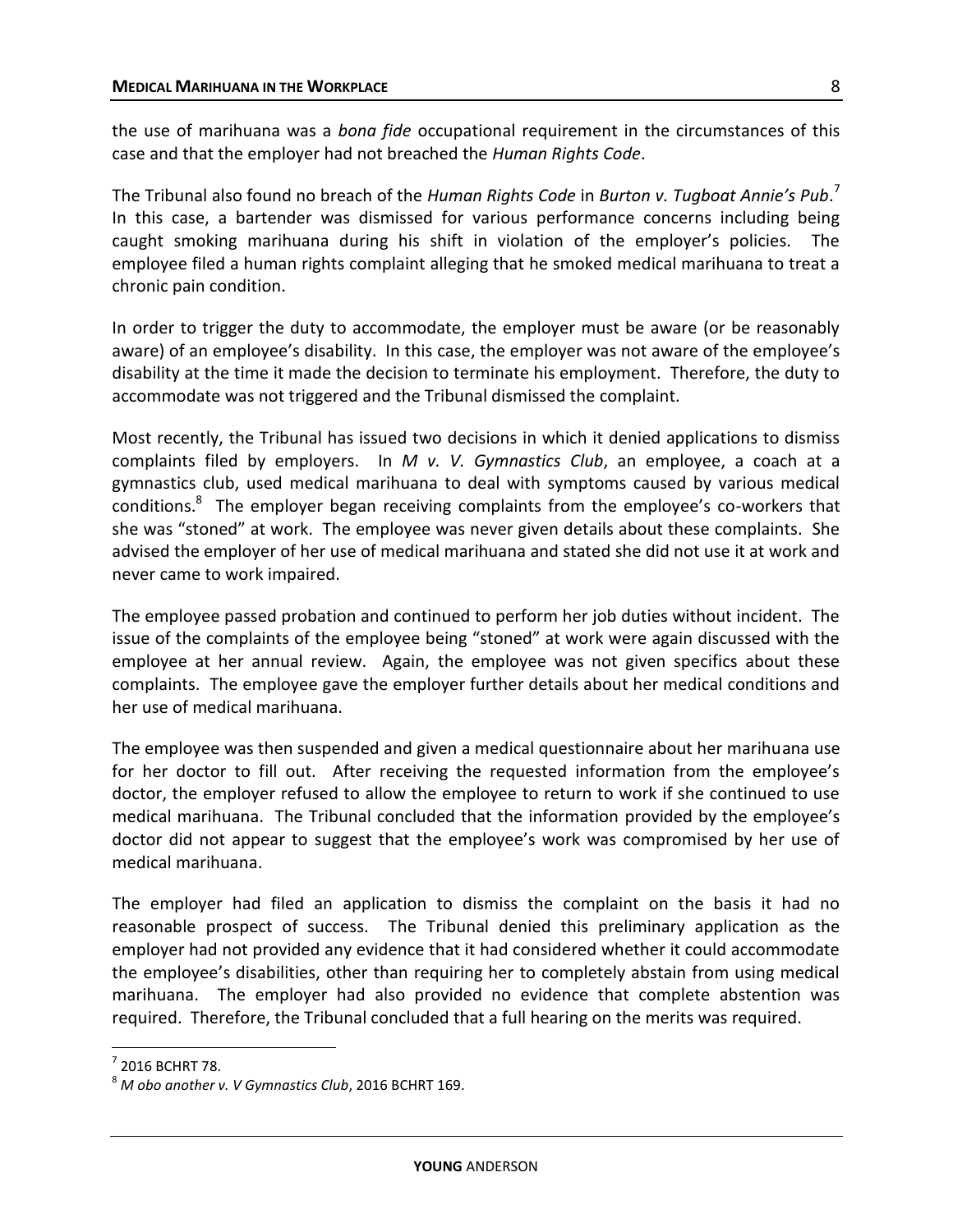the use of marihuana was a *bona fide* occupational requirement in the circumstances of this case and that the employer had not breached the *Human Rights Code*.

The Tribunal also found no breach of the *Human Rights Code* in *Burton v. Tugboat Annie's Pub*.[7] In this case, a bartender was dismissed for various performance concerns including being caught smoking marihuana during his shift in violation of the employer's policies. The employee filed a human rights complaint alleging that he smoked medical marihuana to treat a chronic pain condition.

In order to trigger the duty to accommodate, the employer must be aware (or be reasonably aware) of an employee's disability. In this case, the employer was not aware of the employee's disability at the time it made the decision to terminate his employment. Therefore, the duty to accommodate was not triggered and the Tribunal dismissed the complaint.

Most recently, the Tribunal has issued two decisions in which it denied applications to dismiss complaints filed by employers. In *M v. V. Gymnastics Club*, an employee, a coach at a gymnastics club, used medical marihuana to deal with symptoms caused by various medical conditions.[8] The employer began receiving complaints from the employee's co-workers that she was "stoned" at work. The employee was never given details about these complaints. She advised the employer of her use of medical marihuana and stated she did not use it at work and never came to work impaired.

The employee passed probation and continued to perform her job duties without incident. The issue of the complaints of the employee being "stoned" at work were again discussed with the employee at her annual review. Again, the employee was not given specifics about these complaints. The employee gave the employer further details about her medical conditions and her use of medical marihuana.

The employee was then suspended and given a medical questionnaire about her marihuana use for her doctor to fill out. After receiving the requested information from the employee's doctor, the employer refused to allow the employee to return to work if she continued to use medical marihuana. The Tribunal concluded that the information provided by the employee's doctor did not appear to suggest that the employee's work was compromised by her use of medical marihuana.

The employer had filed an application to dismiss the complaint on the basis it had no reasonable prospect of success. The Tribunal denied this preliminary application as the employer had not provided any evidence that it had considered whether it could accommodate the employee's disabilities, other than requiring her to completely abstain from using medical marihuana. The employer had also provided no evidence that complete abstention was required. Therefore, the Tribunal concluded that a full hearing on the merits was required.

---

[7] 2016 BCHRT 78.

[8] *M obo another v. V Gymnastics Club*, 2016 BCHRT 169.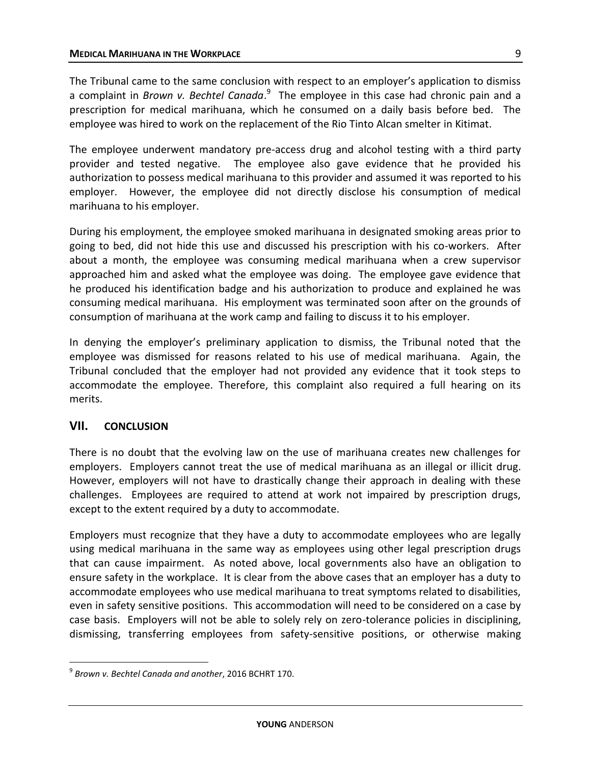The Tribunal came to the same conclusion with respect to an employer's application to dismiss a complaint in *Brown v. Bechtel Canada*.[9] The employee in this case had chronic pain and a prescription for medical marihuana, which he consumed on a daily basis before bed. The employee was hired to work on the replacement of the Rio Tinto Alcan smelter in Kitimat.

The employee underwent mandatory pre-access drug and alcohol testing with a third party provider and tested negative. The employee also gave evidence that he provided his authorization to possess medical marihuana to this provider and assumed it was reported to his employer. However, the employee did not directly disclose his consumption of medical marihuana to his employer.

During his employment, the employee smoked marihuana in designated smoking areas prior to going to bed, did not hide this use and discussed his prescription with his co-workers. After about a month, the employee was consuming medical marihuana when a crew supervisor approached him and asked what the employee was doing. The employee gave evidence that he produced his identification badge and his authorization to produce and explained he was consuming medical marihuana. His employment was terminated soon after on the grounds of consumption of marihuana at the work camp and failing to discuss it to his employer.

In denying the employer's preliminary application to dismiss, the Tribunal noted that the employee was dismissed for reasons related to his use of medical marihuana. Again, the Tribunal concluded that the employer had not provided any evidence that it took steps to accommodate the employee. Therefore, this complaint also required a full hearing on its merits.

## VII. CONCLUSION

There is no doubt that the evolving law on the use of marihuana creates new challenges for employers. Employers cannot treat the use of medical marihuana as an illegal or illicit drug. However, employers will not have to drastically change their approach in dealing with these challenges. Employees are required to attend at work not impaired by prescription drugs, except to the extent required by a duty to accommodate.

Employers must recognize that they have a duty to accommodate employees who are legally using medical marihuana in the same way as employees using other legal prescription drugs that can cause impairment. As noted above, local governments also have an obligation to ensure safety in the workplace. It is clear from the above cases that an employer has a duty to accommodate employees who use medical marihuana to treat symptoms related to disabilities, even in safety sensitive positions. This accommodation will need to be considered on a case by case basis. Employers will not be able to solely rely on zero-tolerance policies in disciplining, dismissing, transferring employees from safety-sensitive positions, or otherwise making

---

[9] *Brown v. Bechtel Canada and another*, 2016 BCHRT 170.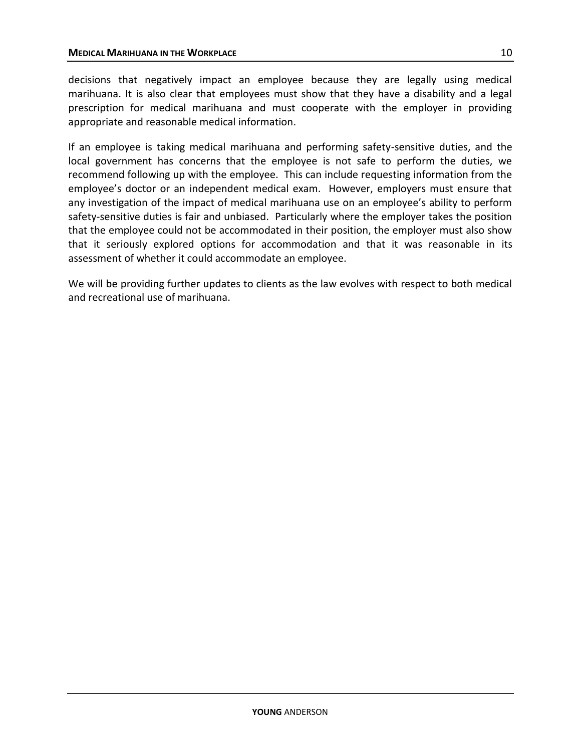decisions that negatively impact an employee because they are legally using medical marihuana. It is also clear that employees must show that they have a disability and a legal prescription for medical marihuana and must cooperate with the employer in providing appropriate and reasonable medical information.

If an employee is taking medical marihuana and performing safety-sensitive duties, and the local government has concerns that the employee is not safe to perform the duties, we recommend following up with the employee. This can include requesting information from the employee's doctor or an independent medical exam. However, employers must ensure that any investigation of the impact of medical marihuana use on an employee's ability to perform safety-sensitive duties is fair and unbiased. Particularly where the employer takes the position that the employee could not be accommodated in their position, the employer must also show that it seriously explored options for accommodation and that it was reasonable in its assessment of whether it could accommodate an employee.

We will be providing further updates to clients as the law evolves with respect to both medical and recreational use of marihuana.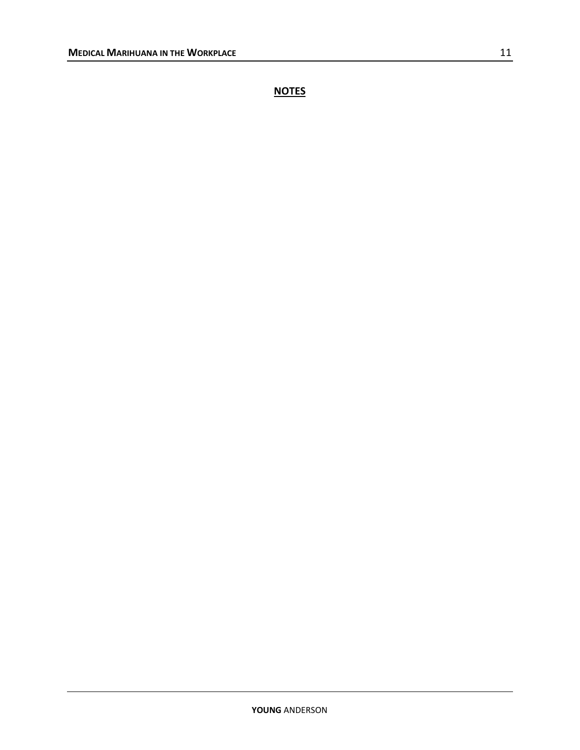## NOTES